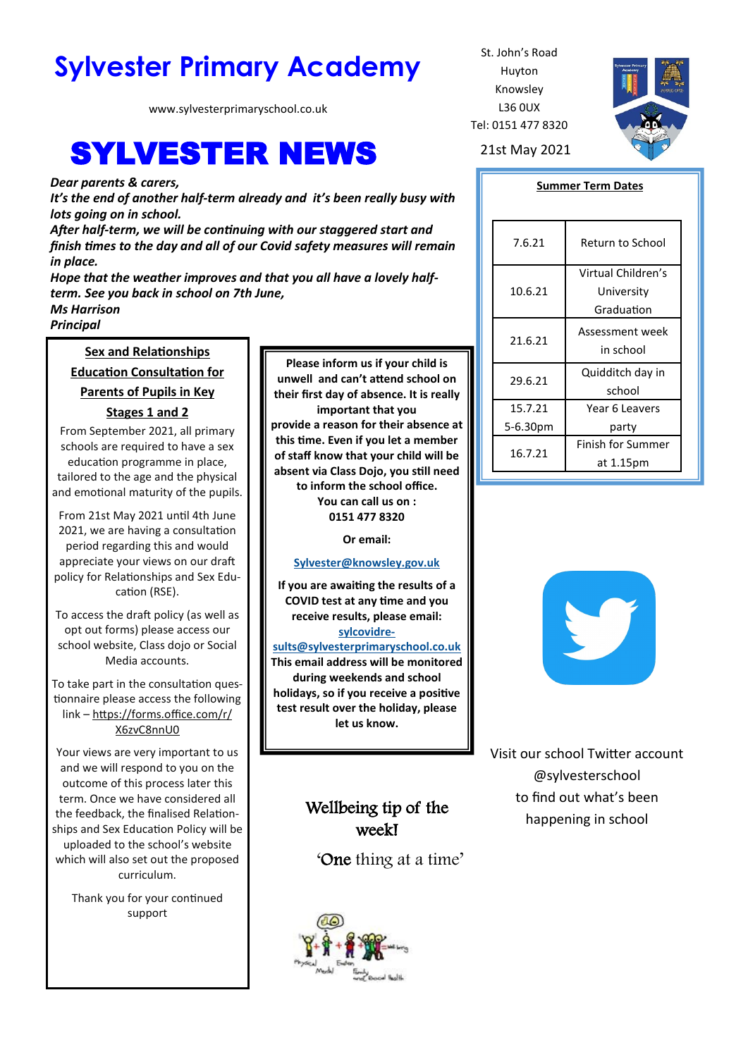# Sylvester Primary Academy

www.sylvesterprimaryschool.co.uk

St. John's Road
Huyton
Knowsley
L36 0UX
Tel: 0151 477 8320

# SYLVESTER NEWS

21st May 2021

***Dear parents & carers,***
***It's the end of another half-term already and it's been really busy with lots going on in school.***
***After half-term, we will be continuing with our staggered start and finish times to the day and all of our Covid safety measures will remain in place.***
***Hope that the weather improves and that you all have a lovely half-term. See you back in school on 7th June,***
***Ms Harrison***
***Principal***

## Summer Term Dates

| | |
|---|---|
| 7.6.21 | Return to School |
| 10.6.21 | Virtual Children's University Graduation |
| 21.6.21 | Assessment week in school |
| 29.6.21 | Quidditch day in school |
| 15.7.21 5-6.30pm | Year 6 Leavers party |
| 16.7.21 | Finish for Summer at 1.15pm |

## Sex and Relationships Education Consultation for Parents of Pupils in Key Stages 1 and 2

From September 2021, all primary schools are required to have a sex education programme in place, tailored to the age and the physical and emotional maturity of the pupils.

From 21st May 2021 until 4th June 2021, we are having a consultation period regarding this and would appreciate your views on our draft policy for Relationships and Sex Education (RSE).

To access the draft policy (as well as opt out forms) please access our school website, Class dojo or Social Media accounts.

To take part in the consultation questionnaire please access the following link – https://forms.office.com/r/X6zvC8nnU0

Your views are very important to us and we will respond to you on the outcome of this process later this term. Once we have considered all the feedback, the finalised Relationships and Sex Education Policy will be uploaded to the school's website which will also set out the proposed curriculum.

Thank you for your continued support

**Please inform us if your child is unwell and can't attend school on their first day of absence. It is really important that you provide a reason for their absence at this time. Even if you let a member of staff know that your child will be absent via Class Dojo, you still need to inform the school office.**
**You can call us on :**
**0151 477 8320**

**Or email:**

**Sylvester@knowsley.gov.uk**

**If you are awaiting the results of a COVID test at any time and you receive results, please email:**
**sylcovidresults@sylvesterprimaryschool.co.uk**
**This email address will be monitored during weekends and school holidays, so if you receive a positive test result over the holiday, please let us know.**

## Wellbeing tip of the week!

'One thing at a time'

Visit our school Twitter account @sylvesterschool to find out what's been happening in school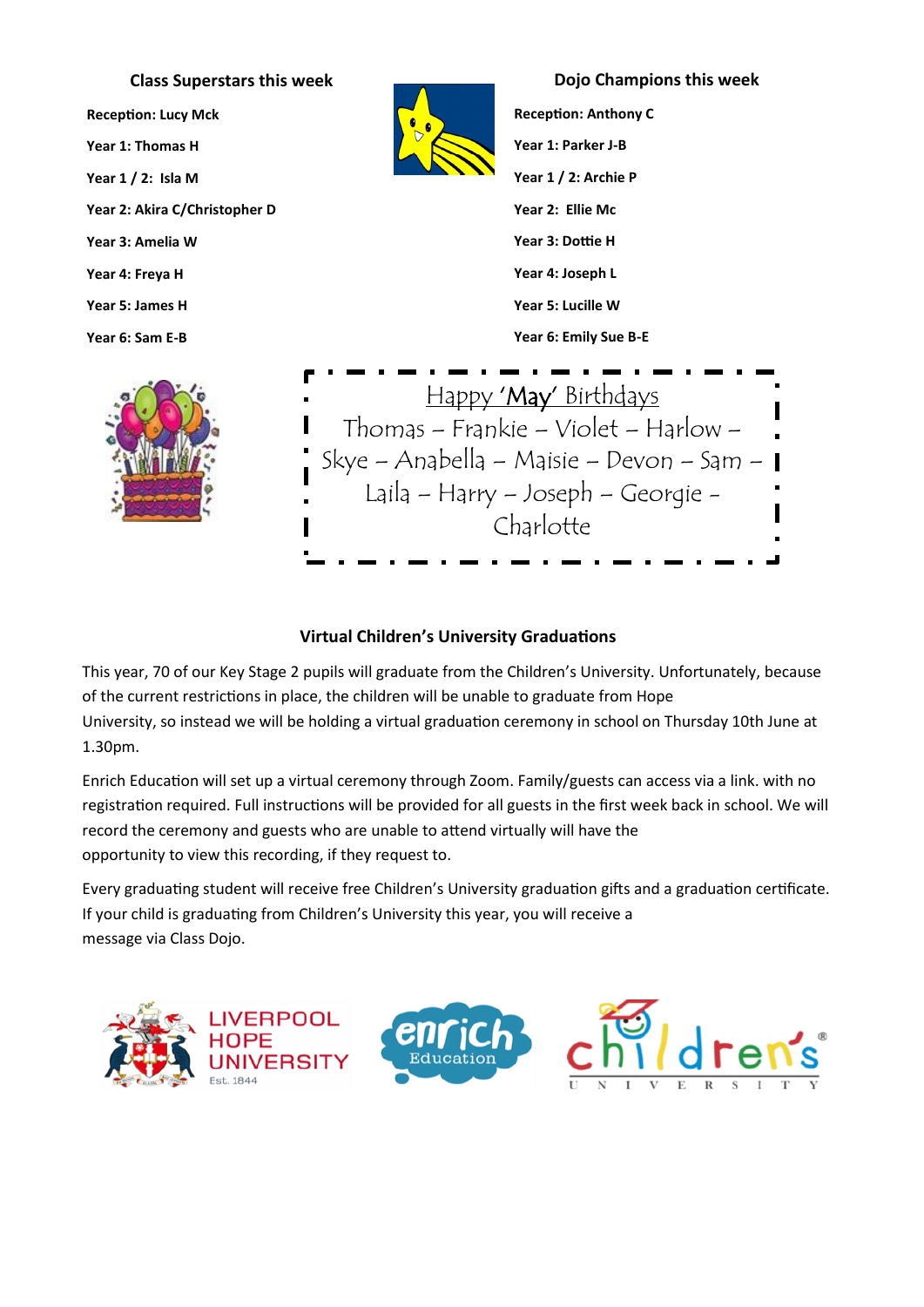## Class Superstars this week

**Reception: Lucy Mck**

**Year 1: Thomas H**

**Year 1 / 2: Isla M**

**Year 2: Akira C/Christopher D**

**Year 3: Amelia W**

**Year 4: Freya H**

**Year 5: James H**

**Year 6: Sam E-B**

## Dojo Champions this week

**Reception: Anthony C**

**Year 1: Parker J-B**

**Year 1 / 2: Archie P**

**Year 2: Ellie Mc**

**Year 3: Dottie H**

**Year 4: Joseph L**

**Year 5: Lucille W**

**Year 6: Emily Sue B-E**

## Happy 'May' Birthdays

Thomas – Frankie – Violet – Harlow – Skye – Anabella – Maisie – Devon – Sam – Laila – Harry – Joseph – Georgie - Charlotte

## Virtual Children's University Graduations

This year, 70 of our Key Stage 2 pupils will graduate from the Children's University. Unfortunately, because of the current restrictions in place, the children will be unable to graduate from Hope University, so instead we will be holding a virtual graduation ceremony in school on Thursday 10th June at 1.30pm.

Enrich Education will set up a virtual ceremony through Zoom. Family/guests can access via a link. with no registration required. Full instructions will be provided for all guests in the first week back in school. We will record the ceremony and guests who are unable to attend virtually will have the opportunity to view this recording, if they request to.

Every graduating student will receive free Children's University graduation gifts and a graduation certificate. If your child is graduating from Children's University this year, you will receive a message via Class Dojo.

LIVERPOOL HOPE UNIVERSITY Est. 1844

enrich Education

children's UNIVERSITY